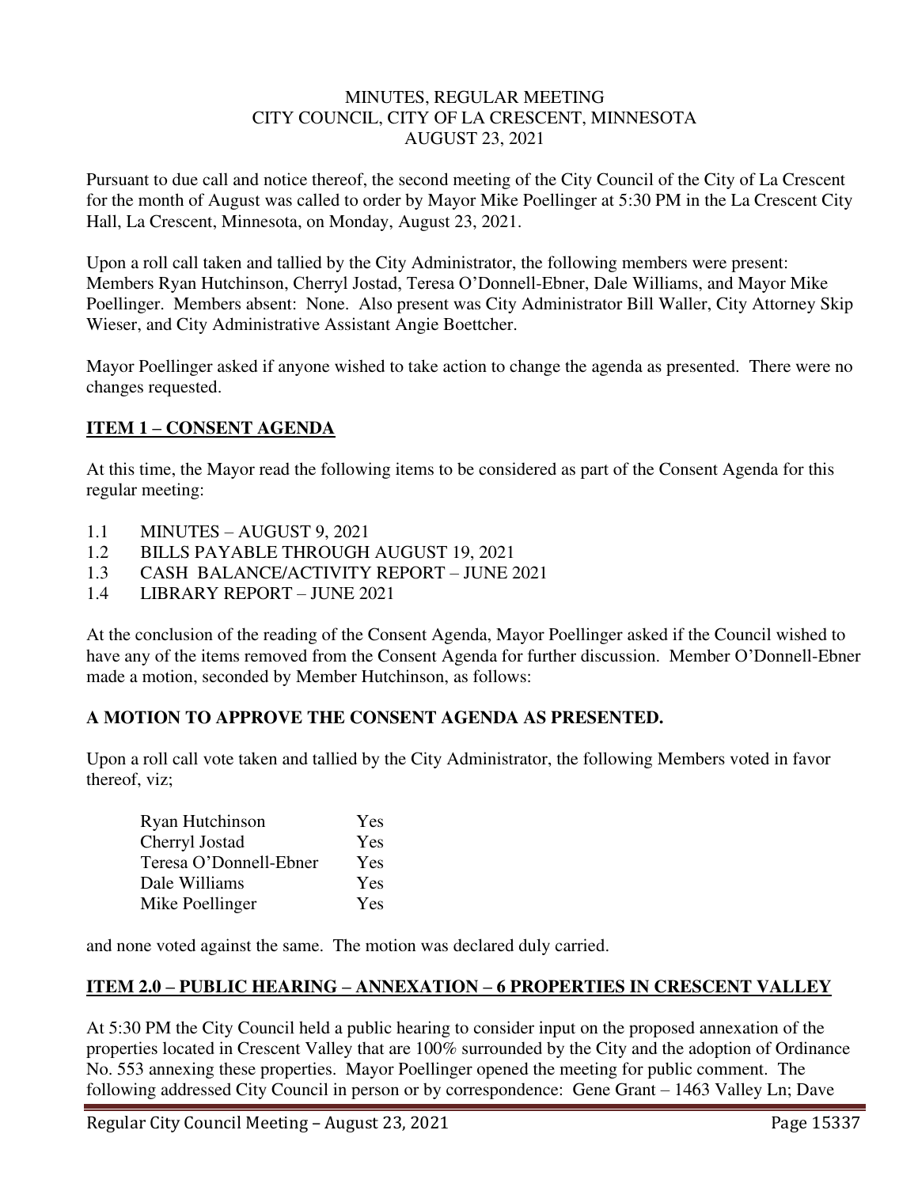MINUTES, REGULAR MEETING
CITY COUNCIL, CITY OF LA CRESCENT, MINNESOTA
AUGUST 23, 2021

Pursuant to due call and notice thereof, the second meeting of the City Council of the City of La Crescent for the month of August was called to order by Mayor Mike Poellinger at 5:30 PM in the La Crescent City Hall, La Crescent, Minnesota, on Monday, August 23, 2021.

Upon a roll call taken and tallied by the City Administrator, the following members were present: Members Ryan Hutchinson, Cherryl Jostad, Teresa O'Donnell-Ebner, Dale Williams, and Mayor Mike Poellinger. Members absent: None. Also present was City Administrator Bill Waller, City Attorney Skip Wieser, and City Administrative Assistant Angie Boettcher.

Mayor Poellinger asked if anyone wished to take action to change the agenda as presented. There were no changes requested.

## ITEM 1 – CONSENT AGENDA

At this time, the Mayor read the following items to be considered as part of the Consent Agenda for this regular meeting:

1.1 MINUTES – AUGUST 9, 2021
1.2 BILLS PAYABLE THROUGH AUGUST 19, 2021
1.3 CASH BALANCE/ACTIVITY REPORT – JUNE 2021
1.4 LIBRARY REPORT – JUNE 2021

At the conclusion of the reading of the Consent Agenda, Mayor Poellinger asked if the Council wished to have any of the items removed from the Consent Agenda for further discussion. Member O'Donnell-Ebner made a motion, seconded by Member Hutchinson, as follows:

**A MOTION TO APPROVE THE CONSENT AGENDA AS PRESENTED.**

Upon a roll call vote taken and tallied by the City Administrator, the following Members voted in favor thereof, viz;

| | |
|---|---|
| Ryan Hutchinson | Yes |
| Cherryl Jostad | Yes |
| Teresa O'Donnell-Ebner | Yes |
| Dale Williams | Yes |
| Mike Poellinger | Yes |

and none voted against the same. The motion was declared duly carried.

## ITEM 2.0 – PUBLIC HEARING – ANNEXATION – 6 PROPERTIES IN CRESCENT VALLEY

At 5:30 PM the City Council held a public hearing to consider input on the proposed annexation of the properties located in Crescent Valley that are 100% surrounded by the City and the adoption of Ordinance No. 553 annexing these properties. Mayor Poellinger opened the meeting for public comment. The following addressed City Council in person or by correspondence: Gene Grant – 1463 Valley Ln; Dave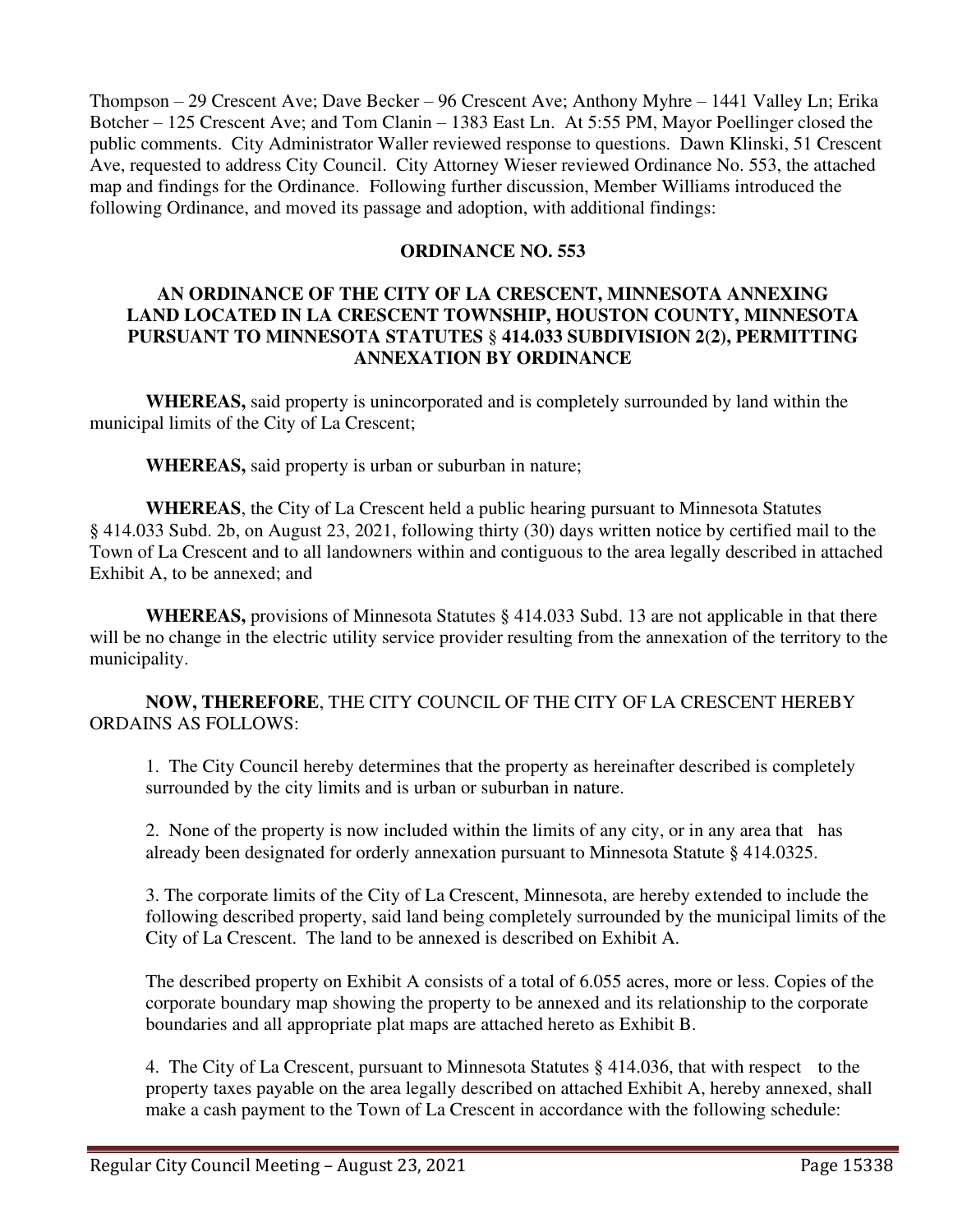Thompson – 29 Crescent Ave; Dave Becker – 96 Crescent Ave; Anthony Myhre – 1441 Valley Ln; Erika Botcher – 125 Crescent Ave; and Tom Clanin – 1383 East Ln. At 5:55 PM, Mayor Poellinger closed the public comments. City Administrator Waller reviewed response to questions. Dawn Klinski, 51 Crescent Ave, requested to address City Council. City Attorney Wieser reviewed Ordinance No. 553, the attached map and findings for the Ordinance. Following further discussion, Member Williams introduced the following Ordinance, and moved its passage and adoption, with additional findings:

**ORDINANCE NO. 553**

**AN ORDINANCE OF THE CITY OF LA CRESCENT, MINNESOTA ANNEXING LAND LOCATED IN LA CRESCENT TOWNSHIP, HOUSTON COUNTY, MINNESOTA PURSUANT TO MINNESOTA STATUTES § 414.033 SUBDIVISION 2(2), PERMITTING ANNEXATION BY ORDINANCE**

**WHEREAS,** said property is unincorporated and is completely surrounded by land within the municipal limits of the City of La Crescent;

**WHEREAS,** said property is urban or suburban in nature;

**WHEREAS**, the City of La Crescent held a public hearing pursuant to Minnesota Statutes § 414.033 Subd. 2b, on August 23, 2021, following thirty (30) days written notice by certified mail to the Town of La Crescent and to all landowners within and contiguous to the area legally described in attached Exhibit A, to be annexed; and

**WHEREAS,** provisions of Minnesota Statutes § 414.033 Subd. 13 are not applicable in that there will be no change in the electric utility service provider resulting from the annexation of the territory to the municipality.

**NOW, THEREFORE**, THE CITY COUNCIL OF THE CITY OF LA CRESCENT HEREBY ORDAINS AS FOLLOWS:

1. The City Council hereby determines that the property as hereinafter described is completely surrounded by the city limits and is urban or suburban in nature.

2. None of the property is now included within the limits of any city, or in any area that has already been designated for orderly annexation pursuant to Minnesota Statute § 414.0325.

3. The corporate limits of the City of La Crescent, Minnesota, are hereby extended to include the following described property, said land being completely surrounded by the municipal limits of the City of La Crescent. The land to be annexed is described on Exhibit A.

   The described property on Exhibit A consists of a total of 6.055 acres, more or less. Copies of the corporate boundary map showing the property to be annexed and its relationship to the corporate boundaries and all appropriate plat maps are attached hereto as Exhibit B.

4. The City of La Crescent, pursuant to Minnesota Statutes § 414.036, that with respect to the property taxes payable on the area legally described on attached Exhibit A, hereby annexed, shall make a cash payment to the Town of La Crescent in accordance with the following schedule: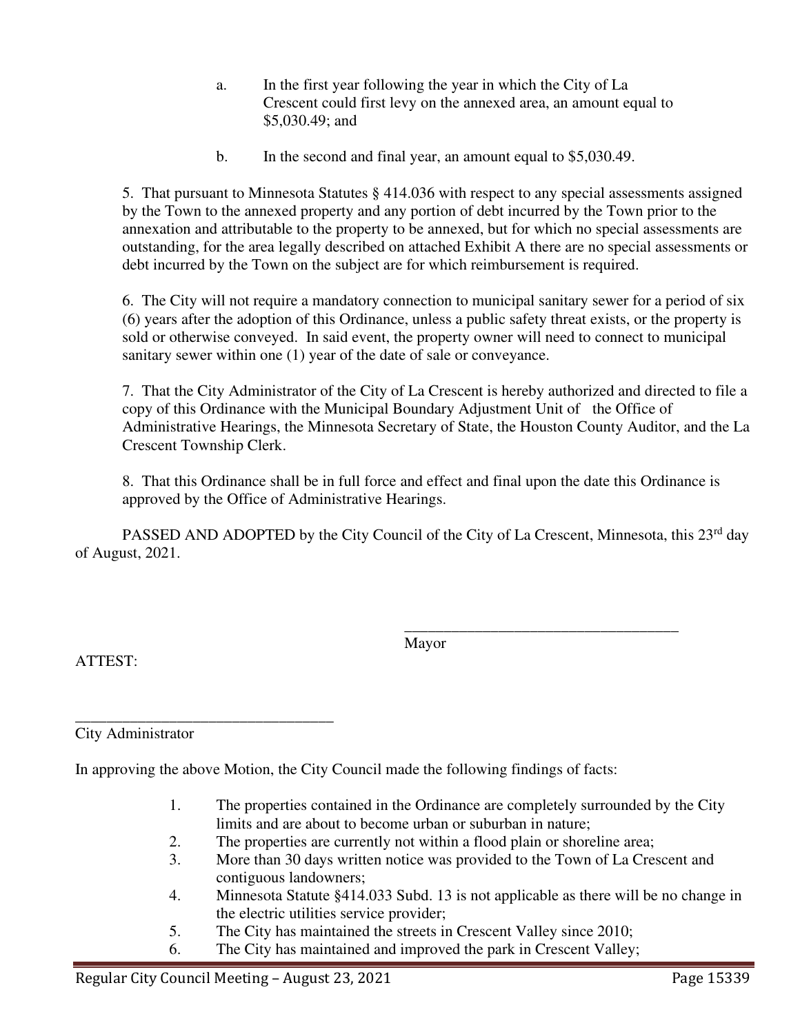a. In the first year following the year in which the City of La Crescent could first levy on the annexed area, an amount equal to $5,030.49; and

b. In the second and final year, an amount equal to $5,030.49.

5. That pursuant to Minnesota Statutes § 414.036 with respect to any special assessments assigned by the Town to the annexed property and any portion of debt incurred by the Town prior to the annexation and attributable to the property to be annexed, but for which no special assessments are outstanding, for the area legally described on attached Exhibit A there are no special assessments or debt incurred by the Town on the subject are for which reimbursement is required.

6. The City will not require a mandatory connection to municipal sanitary sewer for a period of six (6) years after the adoption of this Ordinance, unless a public safety threat exists, or the property is sold or otherwise conveyed. In said event, the property owner will need to connect to municipal sanitary sewer within one (1) year of the date of sale or conveyance.

7. That the City Administrator of the City of La Crescent is hereby authorized and directed to file a copy of this Ordinance with the Municipal Boundary Adjustment Unit of the Office of Administrative Hearings, the Minnesota Secretary of State, the Houston County Auditor, and the La Crescent Township Clerk.

8. That this Ordinance shall be in full force and effect and final upon the date this Ordinance is approved by the Office of Administrative Hearings.

PASSED AND ADOPTED by the City Council of the City of La Crescent, Minnesota, this 23rd day of August, 2021.

\_\_\_\_\_\_\_\_\_\_\_\_\_\_\_\_\_\_\_\_\_\_\_\_\_\_\_\_\_\_\_\_\_\_\_\_
Mayor

ATTEST:

\_\_\_\_\_\_\_\_\_\_\_\_\_\_\_\_\_\_\_\_\_\_\_\_\_\_\_\_\_\_\_\_\_\_
City Administrator

In approving the above Motion, the City Council made the following findings of facts:

1. The properties contained in the Ordinance are completely surrounded by the City limits and are about to become urban or suburban in nature;
2. The properties are currently not within a flood plain or shoreline area;
3. More than 30 days written notice was provided to the Town of La Crescent and contiguous landowners;
4. Minnesota Statute §414.033 Subd. 13 is not applicable as there will be no change in the electric utilities service provider;
5. The City has maintained the streets in Crescent Valley since 2010;
6. The City has maintained and improved the park in Crescent Valley;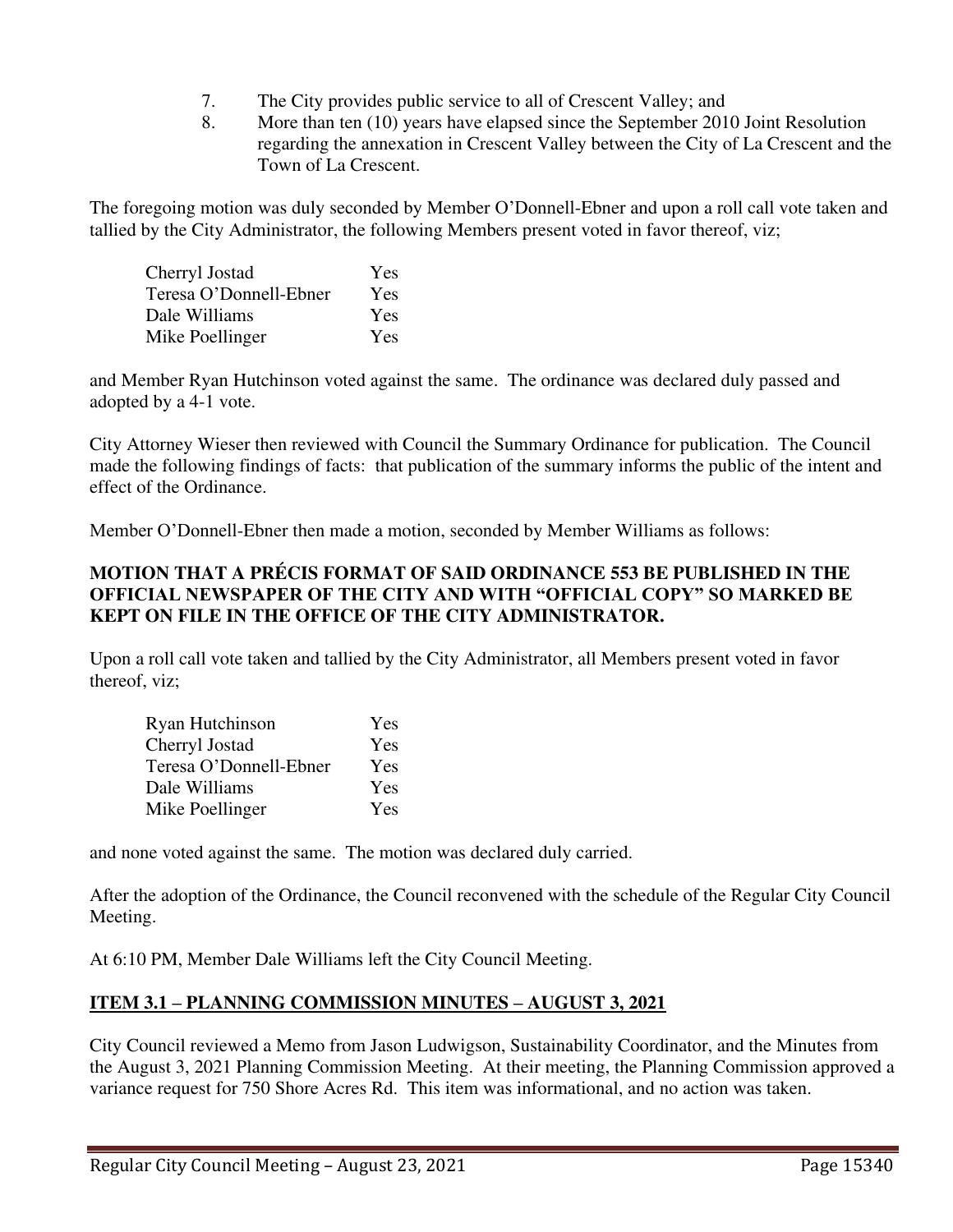7. The City provides public service to all of Crescent Valley; and
8. More than ten (10) years have elapsed since the September 2010 Joint Resolution regarding the annexation in Crescent Valley between the City of La Crescent and the Town of La Crescent.

The foregoing motion was duly seconded by Member O'Donnell-Ebner and upon a roll call vote taken and tallied by the City Administrator, the following Members present voted in favor thereof, viz;

| | |
|---|---|
| Cherryl Jostad | Yes |
| Teresa O'Donnell-Ebner | Yes |
| Dale Williams | Yes |
| Mike Poellinger | Yes |

and Member Ryan Hutchinson voted against the same. The ordinance was declared duly passed and adopted by a 4-1 vote.

City Attorney Wieser then reviewed with Council the Summary Ordinance for publication. The Council made the following findings of facts: that publication of the summary informs the public of the intent and effect of the Ordinance.

Member O'Donnell-Ebner then made a motion, seconded by Member Williams as follows:

**MOTION THAT A PRÉCIS FORMAT OF SAID ORDINANCE 553 BE PUBLISHED IN THE OFFICIAL NEWSPAPER OF THE CITY AND WITH "OFFICIAL COPY" SO MARKED BE KEPT ON FILE IN THE OFFICE OF THE CITY ADMINISTRATOR.**

Upon a roll call vote taken and tallied by the City Administrator, all Members present voted in favor thereof, viz;

| | |
|---|---|
| Ryan Hutchinson | Yes |
| Cherryl Jostad | Yes |
| Teresa O'Donnell-Ebner | Yes |
| Dale Williams | Yes |
| Mike Poellinger | Yes |

and none voted against the same. The motion was declared duly carried.

After the adoption of the Ordinance, the Council reconvened with the schedule of the Regular City Council Meeting.

At 6:10 PM, Member Dale Williams left the City Council Meeting.

## ITEM 3.1 – PLANNING COMMISSION MINUTES – AUGUST 3, 2021

City Council reviewed a Memo from Jason Ludwigson, Sustainability Coordinator, and the Minutes from the August 3, 2021 Planning Commission Meeting. At their meeting, the Planning Commission approved a variance request for 750 Shore Acres Rd. This item was informational, and no action was taken.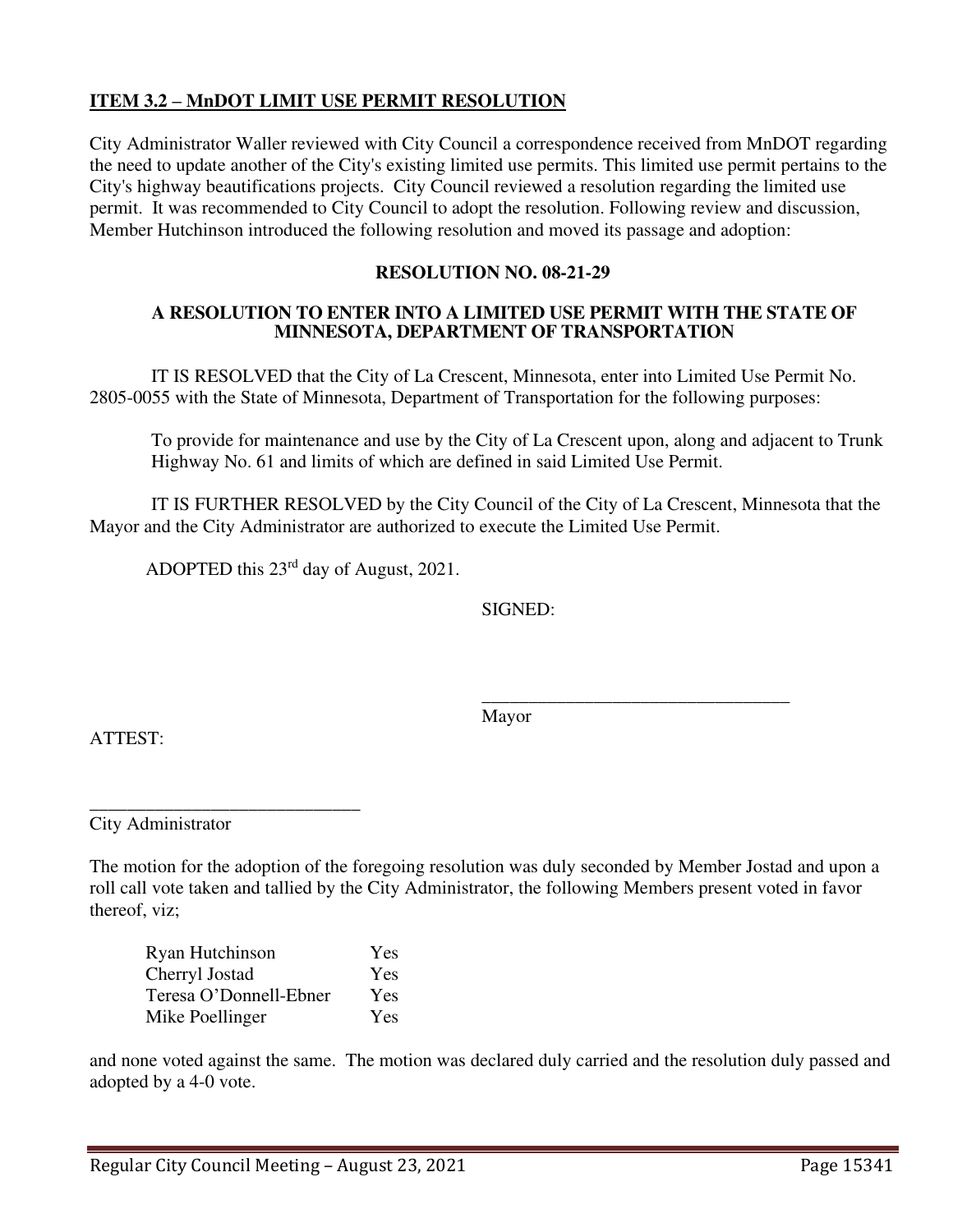**ITEM 3.2 – MnDOT LIMIT USE PERMIT RESOLUTION**

City Administrator Waller reviewed with City Council a correspondence received from MnDOT regarding the need to update another of the City's existing limited use permits. This limited use permit pertains to the City's highway beautifications projects. City Council reviewed a resolution regarding the limited use permit. It was recommended to City Council to adopt the resolution. Following review and discussion, Member Hutchinson introduced the following resolution and moved its passage and adoption:

**RESOLUTION NO. 08-21-29**

**A RESOLUTION TO ENTER INTO A LIMITED USE PERMIT WITH THE STATE OF MINNESOTA, DEPARTMENT OF TRANSPORTATION**

IT IS RESOLVED that the City of La Crescent, Minnesota, enter into Limited Use Permit No. 2805-0055 with the State of Minnesota, Department of Transportation for the following purposes:

To provide for maintenance and use by the City of La Crescent upon, along and adjacent to Trunk Highway No. 61 and limits of which are defined in said Limited Use Permit.

IT IS FURTHER RESOLVED by the City Council of the City of La Crescent, Minnesota that the Mayor and the City Administrator are authorized to execute the Limited Use Permit.

ADOPTED this 23rd day of August, 2021.

SIGNED:

\_\_\_\_\_\_\_\_\_\_\_\_\_\_\_\_\_\_\_\_\_\_\_\_\_\_\_\_\_\_\_\_\_\_
Mayor

ATTEST:

\_\_\_\_\_\_\_\_\_\_\_\_\_\_\_\_\_\_\_\_\_\_\_\_\_\_\_\_\_\_
City Administrator

The motion for the adoption of the foregoing resolution was duly seconded by Member Jostad and upon a roll call vote taken and tallied by the City Administrator, the following Members present voted in favor thereof, viz;

| | |
|---|---|
| Ryan Hutchinson | Yes |
| Cherryl Jostad | Yes |
| Teresa O'Donnell-Ebner | Yes |
| Mike Poellinger | Yes |

and none voted against the same. The motion was declared duly carried and the resolution duly passed and adopted by a 4-0 vote.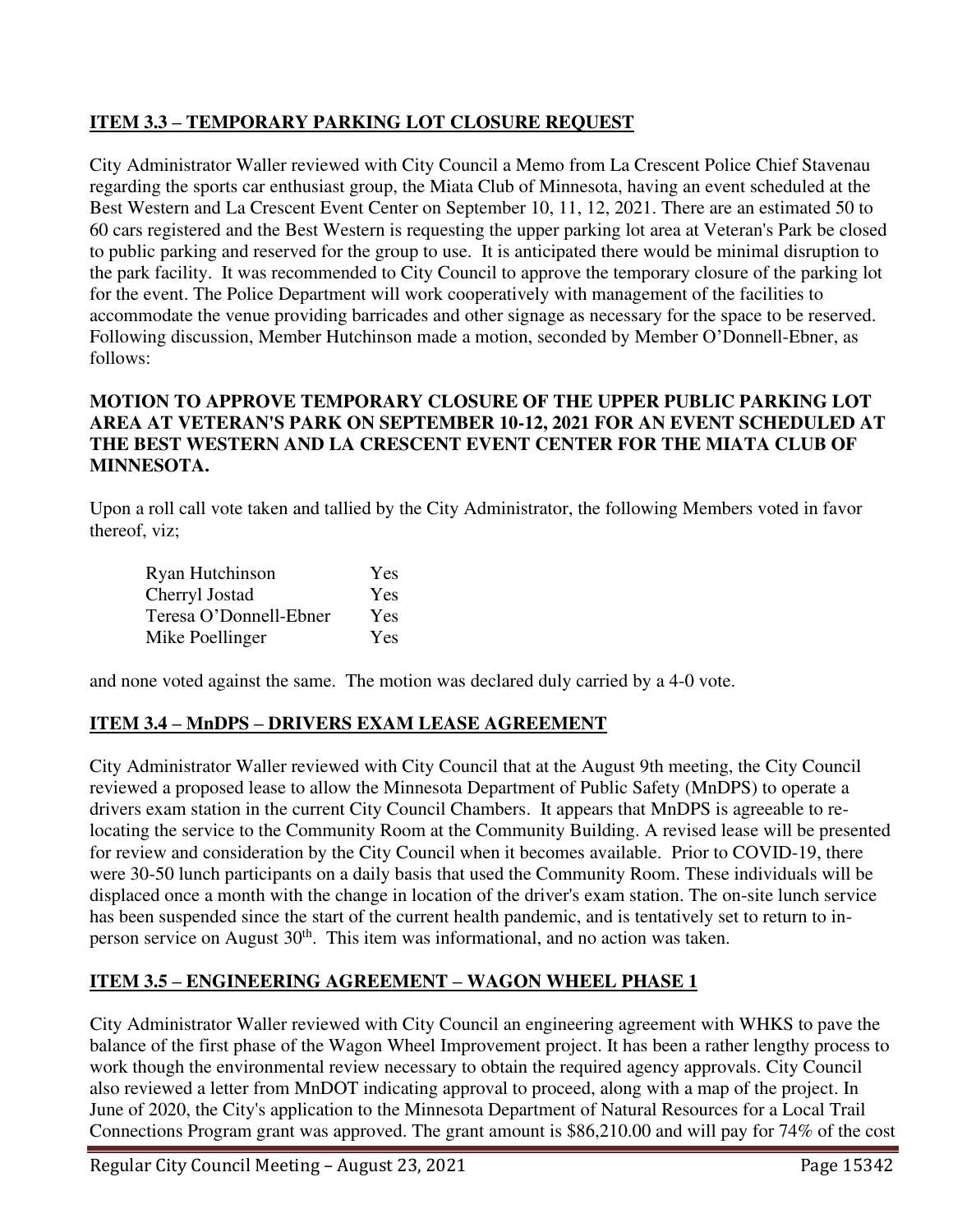## **ITEM 3.3 – TEMPORARY PARKING LOT CLOSURE REQUEST**

City Administrator Waller reviewed with City Council a Memo from La Crescent Police Chief Stavenau regarding the sports car enthusiast group, the Miata Club of Minnesota, having an event scheduled at the Best Western and La Crescent Event Center on September 10, 11, 12, 2021. There are an estimated 50 to 60 cars registered and the Best Western is requesting the upper parking lot area at Veteran's Park be closed to public parking and reserved for the group to use. It is anticipated there would be minimal disruption to the park facility. It was recommended to City Council to approve the temporary closure of the parking lot for the event. The Police Department will work cooperatively with management of the facilities to accommodate the venue providing barricades and other signage as necessary for the space to be reserved. Following discussion, Member Hutchinson made a motion, seconded by Member O'Donnell-Ebner, as follows:

**MOTION TO APPROVE TEMPORARY CLOSURE OF THE UPPER PUBLIC PARKING LOT AREA AT VETERAN'S PARK ON SEPTEMBER 10-12, 2021 FOR AN EVENT SCHEDULED AT THE BEST WESTERN AND LA CRESCENT EVENT CENTER FOR THE MIATA CLUB OF MINNESOTA.**

Upon a roll call vote taken and tallied by the City Administrator, the following Members voted in favor thereof, viz;

| | |
|---|---|
| Ryan Hutchinson | Yes |
| Cherryl Jostad | Yes |
| Teresa O'Donnell-Ebner | Yes |
| Mike Poellinger | Yes |

and none voted against the same. The motion was declared duly carried by a 4-0 vote.

## **ITEM 3.4 – MnDPS – DRIVERS EXAM LEASE AGREEMENT**

City Administrator Waller reviewed with City Council that at the August 9th meeting, the City Council reviewed a proposed lease to allow the Minnesota Department of Public Safety (MnDPS) to operate a drivers exam station in the current City Council Chambers. It appears that MnDPS is agreeable to re-locating the service to the Community Room at the Community Building. A revised lease will be presented for review and consideration by the City Council when it becomes available. Prior to COVID-19, there were 30-50 lunch participants on a daily basis that used the Community Room. These individuals will be displaced once a month with the change in location of the driver's exam station. The on-site lunch service has been suspended since the start of the current health pandemic, and is tentatively set to return to in-person service on August 30th. This item was informational, and no action was taken.

## **ITEM 3.5 – ENGINEERING AGREEMENT – WAGON WHEEL PHASE 1**

City Administrator Waller reviewed with City Council an engineering agreement with WHKS to pave the balance of the first phase of the Wagon Wheel Improvement project. It has been a rather lengthy process to work though the environmental review necessary to obtain the required agency approvals. City Council also reviewed a letter from MnDOT indicating approval to proceed, along with a map of the project. In June of 2020, the City's application to the Minnesota Department of Natural Resources for a Local Trail Connections Program grant was approved. The grant amount is $86,210.00 and will pay for 74% of the cost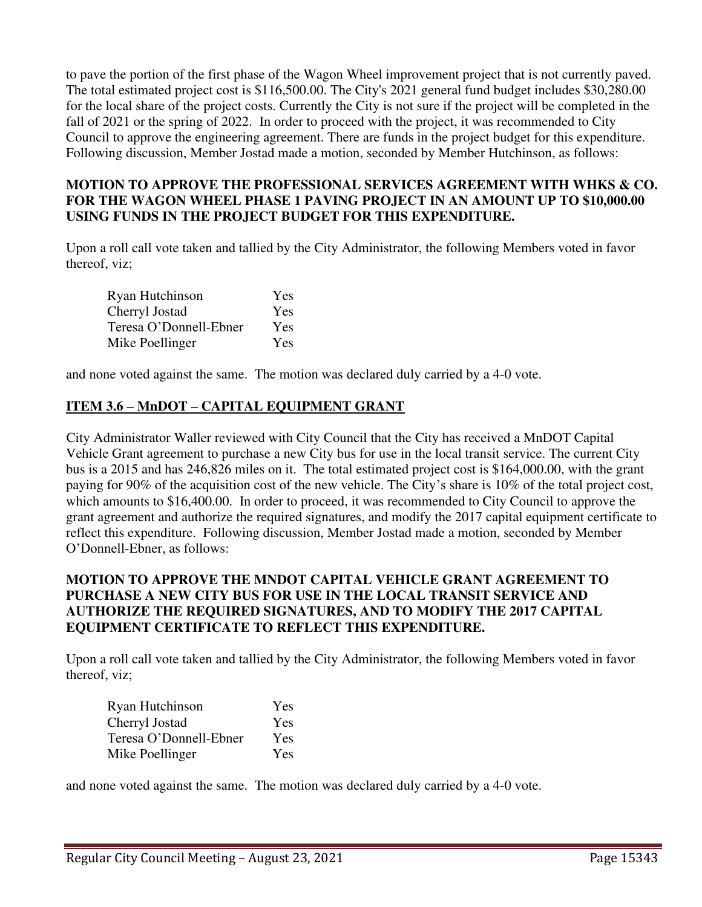to pave the portion of the first phase of the Wagon Wheel improvement project that is not currently paved. The total estimated project cost is $116,500.00. The City's 2021 general fund budget includes $30,280.00 for the local share of the project costs. Currently the City is not sure if the project will be completed in the fall of 2021 or the spring of 2022. In order to proceed with the project, it was recommended to City Council to approve the engineering agreement. There are funds in the project budget for this expenditure. Following discussion, Member Jostad made a motion, seconded by Member Hutchinson, as follows:

**MOTION TO APPROVE THE PROFESSIONAL SERVICES AGREEMENT WITH WHKS & CO. FOR THE WAGON WHEEL PHASE 1 PAVING PROJECT IN AN AMOUNT UP TO $10,000.00 USING FUNDS IN THE PROJECT BUDGET FOR THIS EXPENDITURE.**

Upon a roll call vote taken and tallied by the City Administrator, the following Members voted in favor thereof, viz;

| | |
|---|---|
| Ryan Hutchinson | Yes |
| Cherryl Jostad | Yes |
| Teresa O'Donnell-Ebner | Yes |
| Mike Poellinger | Yes |

and none voted against the same. The motion was declared duly carried by a 4-0 vote.

## ITEM 3.6 – MnDOT – CAPITAL EQUIPMENT GRANT

City Administrator Waller reviewed with City Council that the City has received a MnDOT Capital Vehicle Grant agreement to purchase a new City bus for use in the local transit service. The current City bus is a 2015 and has 246,826 miles on it. The total estimated project cost is $164,000.00, with the grant paying for 90% of the acquisition cost of the new vehicle. The City's share is 10% of the total project cost, which amounts to $16,400.00. In order to proceed, it was recommended to City Council to approve the grant agreement and authorize the required signatures, and modify the 2017 capital equipment certificate to reflect this expenditure. Following discussion, Member Jostad made a motion, seconded by Member O'Donnell-Ebner, as follows:

**MOTION TO APPROVE THE MNDOT CAPITAL VEHICLE GRANT AGREEMENT TO PURCHASE A NEW CITY BUS FOR USE IN THE LOCAL TRANSIT SERVICE AND AUTHORIZE THE REQUIRED SIGNATURES, AND TO MODIFY THE 2017 CAPITAL EQUIPMENT CERTIFICATE TO REFLECT THIS EXPENDITURE.**

Upon a roll call vote taken and tallied by the City Administrator, the following Members voted in favor thereof, viz;

| | |
|---|---|
| Ryan Hutchinson | Yes |
| Cherryl Jostad | Yes |
| Teresa O'Donnell-Ebner | Yes |
| Mike Poellinger | Yes |

and none voted against the same. The motion was declared duly carried by a 4-0 vote.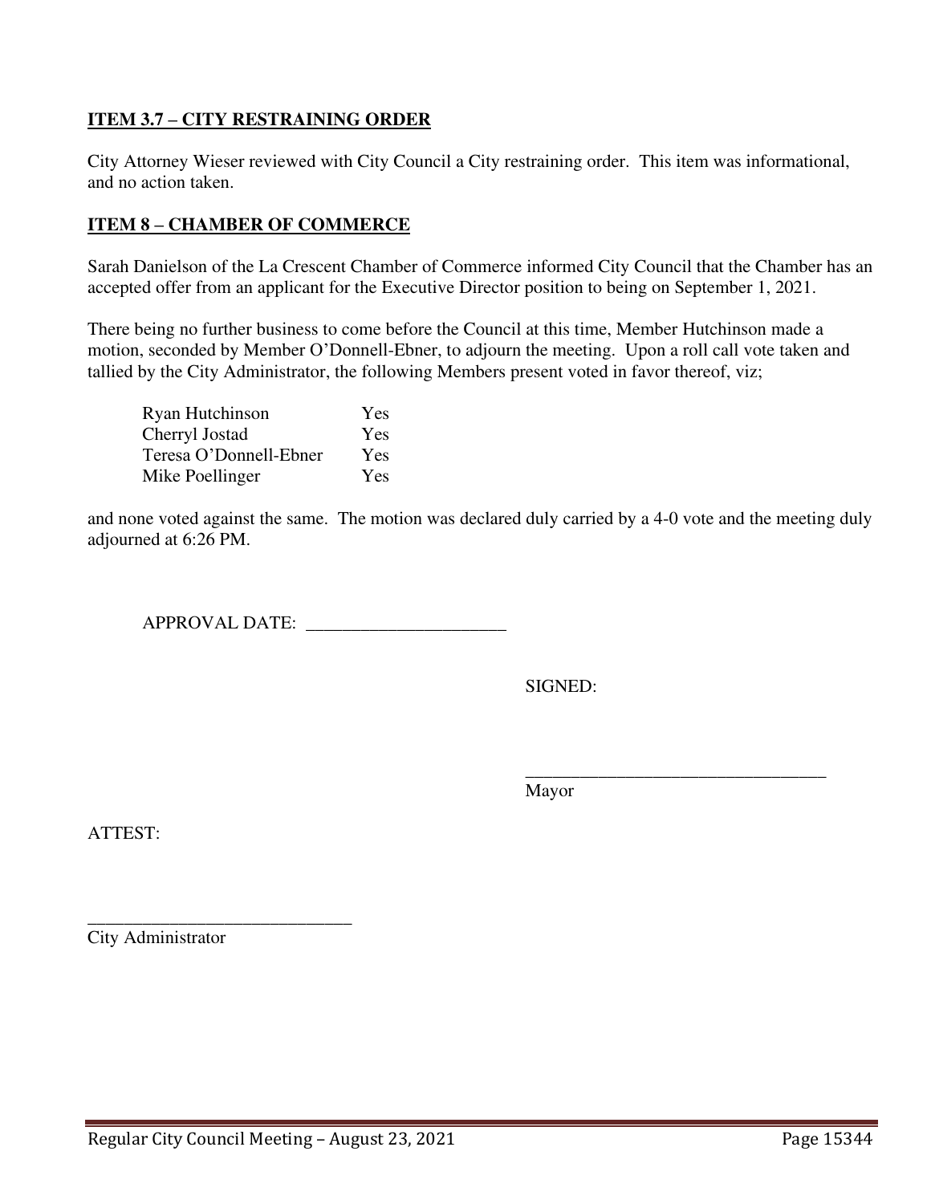**ITEM 3.7 – CITY RESTRAINING ORDER**

City Attorney Wieser reviewed with City Council a City restraining order. This item was informational, and no action taken.

**ITEM 8 – CHAMBER OF COMMERCE**

Sarah Danielson of the La Crescent Chamber of Commerce informed City Council that the Chamber has an accepted offer from an applicant for the Executive Director position to being on September 1, 2021.

There being no further business to come before the Council at this time, Member Hutchinson made a motion, seconded by Member O'Donnell-Ebner, to adjourn the meeting. Upon a roll call vote taken and tallied by the City Administrator, the following Members present voted in favor thereof, viz;

| | |
|---|---|
| Ryan Hutchinson | Yes |
| Cherryl Jostad | Yes |
| Teresa O'Donnell-Ebner | Yes |
| Mike Poellinger | Yes |

and none voted against the same. The motion was declared duly carried by a 4-0 vote and the meeting duly adjourned at 6:26 PM.

APPROVAL DATE: ______________________

SIGNED:

_________________________________
Mayor

ATTEST:

_____________________________
City Administrator